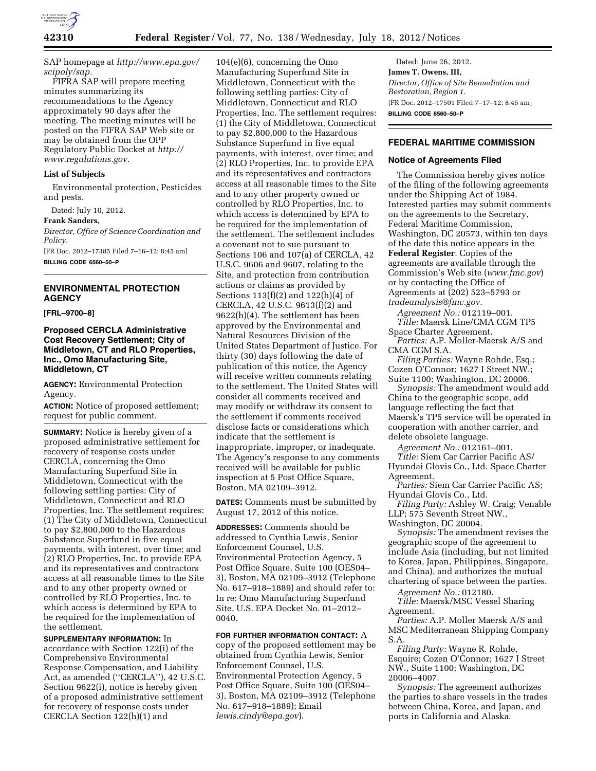SAP homepage at *http://www.epa.gov/scipoly/sap.*

FIFRA SAP will prepare meeting minutes summarizing its recommendations to the Agency approximately 90 days after the meeting. The meeting minutes will be posted on the FIFRA SAP Web site or may be obtained from the OPP Regulatory Public Docket at *http://www.regulations.gov.*

### List of Subjects

Environmental protection, Pesticides and pests.

Dated: July 10, 2012.

**Frank Sanders,**

*Director, Office of Science Coordination and Policy.*

[FR Doc. 2012–17385 Filed 7–16–12; 8:45 am]

**BILLING CODE 6560–50–P**

## ENVIRONMENTAL PROTECTION AGENCY

**[FRL–9700–8]**

### Proposed CERCLA Administrative Cost Recovery Settlement; City of Middletown, CT and RLO Properties, Inc., Omo Manufacturing Site, Middletown, CT

**AGENCY:** Environmental Protection Agency.

**ACTION:** Notice of proposed settlement; request for public comment.

**SUMMARY:** Notice is hereby given of a proposed administrative settlement for recovery of response costs under CERCLA, concerning the Omo Manufacturing Superfund Site in Middletown, Connecticut with the following settling parties: City of Middletown, Connecticut and RLO Properties, Inc. The settlement requires: (1) The City of Middletown, Connecticut to pay $2,800,000 to the Hazardous Substance Superfund in five equal payments, with interest, over time; and (2) RLO Properties, Inc. to provide EPA and its representatives and contractors access at all reasonable times to the Site and to any other property owned or controlled by RLO Properties, Inc. to which access is determined by EPA to be required for the implementation of the settlement.

**SUPPLEMENTARY INFORMATION:** In accordance with Section 122(i) of the Comprehensive Environmental Response Compensation, and Liability Act, as amended (''CERCLA''), 42 U.S.C. Section 9622(i), notice is hereby given of a proposed administrative settlement for recovery of response costs under CERCLA Section 122(h)(1) and 104(e)(6), concerning the Omo Manufacturing Superfund Site in Middletown, Connecticut with the following settling parties: City of Middletown, Connecticut and RLO Properties, Inc. The settlement requires: (1) the City of Middletown, Connecticut to pay $2,800,000 to the Hazardous Substance Superfund in five equal payments, with interest, over time; and (2) RLO Properties, Inc. to provide EPA and its representatives and contractors access at all reasonable times to the Site and to any other property owned or controlled by RLO Properties, Inc. to which access is determined by EPA to be required for the implementation of the settlement. The settlement includes a covenant not to sue pursuant to Sections 106 and 107(a) of CERCLA, 42 U.S.C. 9606 and 9607, relating to the Site, and protection from contribution actions or claims as provided by Sections 113(f)(2) and 122(h)(4) of CERCLA, 42 U.S.C. 9613(f)(2) and 9622(h)(4). The settlement has been approved by the Environmental and Natural Resources Division of the United States Department of Justice. For thirty (30) days following the date of publication of this notice, the Agency will receive written comments relating to the settlement. The United States will consider all comments received and may modify or withdraw its consent to the settlement if comments received disclose facts or considerations which indicate that the settlement is inappropriate, improper, or inadequate. The Agency's response to any comments received will be available for public inspection at 5 Post Office Square, Boston, MA 02109–3912.

**DATES:** Comments must be submitted by August 17, 2012 of this notice.

**ADDRESSES:** Comments should be addressed to Cynthia Lewis, Senior Enforcement Counsel, U.S. Environmental Protection Agency, 5 Post Office Square, Suite 100 (OES04–3), Boston, MA 02109–3912 (Telephone No. 617–918–1889) and should refer to: In re: Omo Manufacturing Superfund Site, U.S. EPA Docket No. 01–2012–0040.

**FOR FURTHER INFORMATION CONTACT:** A copy of the proposed settlement may be obtained from Cynthia Lewis, Senior Enforcement Counsel, U.S. Environmental Protection Agency, 5 Post Office Square, Suite 100 (OES04–3), Boston, MA 02109–3912 (Telephone No. 617–918–1889); Email *lewis.cindy@epa.gov*).

Dated: June 26, 2012.

**James T. Owens, III,**

*Director, Office of Site Remediation and Restoration, Region 1.*

[FR Doc. 2012–17501 Filed 7–17–12; 8:45 am]

**BILLING CODE 6560–50–P**

## FEDERAL MARITIME COMMISSION

### Notice of Agreements Filed

The Commission hereby gives notice of the filing of the following agreements under the Shipping Act of 1984. Interested parties may submit comments on the agreements to the Secretary, Federal Maritime Commission, Washington, DC 20573, within ten days of the date this notice appears in the **Federal Register**. Copies of the agreements are available through the Commission's Web site (*www.fmc.gov*) or by contacting the Office of Agreements at (202) 523–5793 or *tradeanalysis@fmc.gov.*

*Agreement No.:* 012119–001.

*Title:* Maersk Line/CMA CGM TP5 Space Charter Agreement.

*Parties:* A.P. Moller-Maersk A/S and CMA CGM S.A.

*Filing Parties:* Wayne Rohde, Esq.; Cozen O'Connor; 1627 I Street NW.; Suite 1100; Washington, DC 20006.

*Synopsis:* The amendment would add China to the geographic scope, add language reflecting the fact that Maersk's TP5 service will be operated in cooperation with another carrier, and delete obsolete language.

*Agreement No.:* 012161–001.

*Title:* Siem Car Carrier Pacific AS/Hyundai Glovis Co., Ltd. Space Charter Agreement.

*Parties:* Siem Car Carrier Pacific AS; Hyundai Glovis Co., Ltd.

*Filing Party:* Ashley W. Craig; Venable LLP; 575 Seventh Street NW., Washington, DC 20004.

*Synopsis:* The amendment revises the geographic scope of the agreement to include Asia (including, but not limited to Korea, Japan, Philippines, Singapore, and China), and authorizes the mutual chartering of space between the parties.

*Agreement No.:* 012180.

*Title:* Maersk/MSC Vessel Sharing Agreement.

*Parties:* A.P. Moller Maersk A/S and MSC Mediterranean Shipping Company S.A.

*Filing Party:* Wayne R. Rohde, Esquire; Cozen O'Connor; 1627 I Street NW., Suite 1100; Washington, DC 20006–4007.

*Synopsis:* The agreement authorizes the parties to share vessels in the trades between China, Korea, and Japan, and ports in California and Alaska.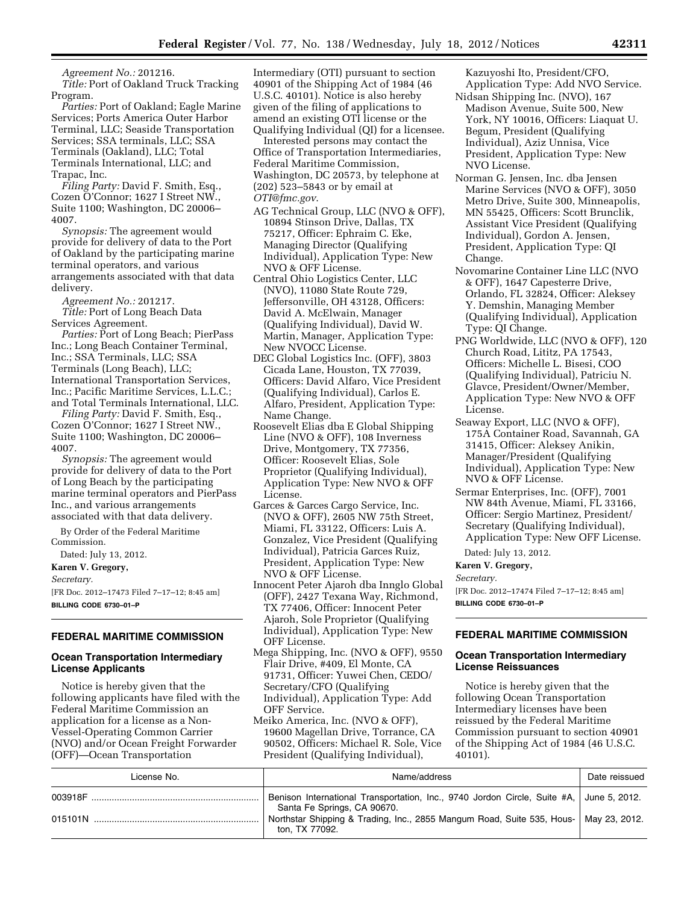*Agreement No.:* 201216.

*Title:* Port of Oakland Truck Tracking Program.

*Parties:* Port of Oakland; Eagle Marine Services; Ports America Outer Harbor Terminal, LLC; Seaside Transportation Services; SSA terminals, LLC; SSA Terminals (Oakland), LLC; Total Terminals International, LLC; and Trapac, Inc.

*Filing Party:* David F. Smith, Esq., Cozen O'Connor; 1627 I Street NW., Suite 1100; Washington, DC 20006–4007.

*Synopsis:* The agreement would provide for delivery of data to the Port of Oakland by the participating marine terminal operators, and various arrangements associated with that data delivery.

*Agreement No.:* 201217.

*Title:* Port of Long Beach Data Services Agreement.

*Parties:* Port of Long Beach; PierPass Inc.; Long Beach Container Terminal, Inc.; SSA Terminals, LLC; SSA Terminals (Long Beach), LLC; International Transportation Services, Inc.; Pacific Maritime Services, L.L.C.; and Total Terminals International, LLC.

*Filing Party:* David F. Smith, Esq., Cozen O'Connor; 1627 I Street NW., Suite 1100; Washington, DC 20006–4007.

*Synopsis:* The agreement would provide for delivery of data to the Port of Long Beach by the participating marine terminal operators and PierPass Inc., and various arrangements associated with that data delivery.

By Order of the Federal Maritime Commission.

Dated: July 13, 2012.

**Karen V. Gregory,**

*Secretary.*

[FR Doc. 2012–17473 Filed 7–17–12; 8:45 am]

**BILLING CODE 6730–01–P**

## FEDERAL MARITIME COMMISSION

### Ocean Transportation Intermediary License Applicants

Notice is hereby given that the following applicants have filed with the Federal Maritime Commission an application for a license as a Non-Vessel-Operating Common Carrier (NVO) and/or Ocean Freight Forwarder (OFF)—Ocean Transportation Intermediary (OTI) pursuant to section 40901 of the Shipping Act of 1984 (46 U.S.C. 40101). Notice is also hereby given of the filing of applications to amend an existing OTI license or the Qualifying Individual (QI) for a licensee.

Interested persons may contact the Office of Transportation Intermediaries, Federal Maritime Commission, Washington, DC 20573, by telephone at (202) 523–5843 or by email at *OTI@fmc.gov*.

AG Technical Group, LLC (NVO & OFF), 10894 Stinson Drive, Dallas, TX 75217, Officer: Ephraim C. Eke, Managing Director (Qualifying Individual), Application Type: New NVO & OFF License.

Central Ohio Logistics Center, LLC (NVO), 11080 State Route 729, Jeffersonville, OH 43128, Officers: David A. McElwain, Manager (Qualifying Individual), David W. Martin, Manager, Application Type: New NVOCC License.

DEC Global Logistics Inc. (OFF), 3803 Cicada Lane, Houston, TX 77039, Officers: David Alfaro, Vice President (Qualifying Individual), Carlos E. Alfaro, President, Application Type: Name Change.

Roosevelt Elias dba E Global Shipping Line (NVO & OFF), 108 Inverness Drive, Montgomery, TX 77356, Officer: Roosevelt Elias, Sole Proprietor (Qualifying Individual), Application Type: New NVO & OFF License.

Garces & Garces Cargo Service, Inc. (NVO & OFF), 2605 NW 75th Street, Miami, FL 33122, Officers: Luis A. Gonzalez, Vice President (Qualifying Individual), Patricia Garces Ruiz, President, Application Type: New NVO & OFF License.

Innocent Peter Ajaroh dba Innglo Global (OFF), 2427 Texana Way, Richmond, TX 77406, Officer: Innocent Peter Ajaroh, Sole Proprietor (Qualifying Individual), Application Type: New OFF License.

Mega Shipping, Inc. (NVO & OFF), 9550 Flair Drive, #409, El Monte, CA 91731, Officer: Yuwei Chen, CEDO/Secretary/CFO (Qualifying Individual), Application Type: Add OFF Service.

Meiko America, Inc. (NVO & OFF), 19600 Magellan Drive, Torrance, CA 90502, Officers: Michael R. Sole, Vice President (Qualifying Individual), Kazuyoshi Ito, President/CFO, Application Type: Add NVO Service.

Nidsan Shipping Inc. (NVO), 167 Madison Avenue, Suite 500, New York, NY 10016, Officers: Liaquat U. Begum, President (Qualifying Individual), Aziz Unnisa, Vice President, Application Type: New NVO License.

Norman G. Jensen, Inc. dba Jensen Marine Services (NVO & OFF), 3050 Metro Drive, Suite 300, Minneapolis, MN 55425, Officers: Scott Brunclik, Assistant Vice President (Qualifying Individual), Gordon A. Jensen, President, Application Type: QI Change.

Novomarine Container Line LLC (NVO & OFF), 1647 Capesterre Drive, Orlando, FL 32824, Officer: Aleksey Y. Demshin, Managing Member (Qualifying Individual), Application Type: QI Change.

PNG Worldwide, LLC (NVO & OFF), 120 Church Road, Lititz, PA 17543, Officers: Michelle L. Bisesi, COO (Qualifying Individual), Patriciu N. Glavce, President/Owner/Member, Application Type: New NVO & OFF License.

Seaway Export, LLC (NVO & OFF), 175A Container Road, Savannah, GA 31415, Officer: Aleksey Anikin, Manager/President (Qualifying Individual), Application Type: New NVO & OFF License.

Sermar Enterprises, Inc. (OFF), 7001 NW 84th Avenue, Miami, FL 33166, Officer: Sergio Martinez, President/Secretary (Qualifying Individual), Application Type: New OFF License.

Dated: July 13, 2012.

**Karen V. Gregory,**

*Secretary.*

[FR Doc. 2012–17474 Filed 7–17–12; 8:45 am]

**BILLING CODE 6730–01–P**

## FEDERAL MARITIME COMMISSION

### Ocean Transportation Intermediary License Reissuances

Notice is hereby given that the following Ocean Transportation Intermediary licenses have been reissued by the Federal Maritime Commission pursuant to section 40901 of the Shipping Act of 1984 (46 U.S.C. 40101).

| License No. | Name/address | Date reissued |
|---|---|---|
| 003918F | Benison International Transportation, Inc., 9740 Jordon Circle, Suite #A, Santa Fe Springs, CA 90670. | June 5, 2012. |
| 015101N | Northstar Shipping & Trading, Inc., 2855 Mangum Road, Suite 535, Houston, TX 77092. | May 23, 2012. |